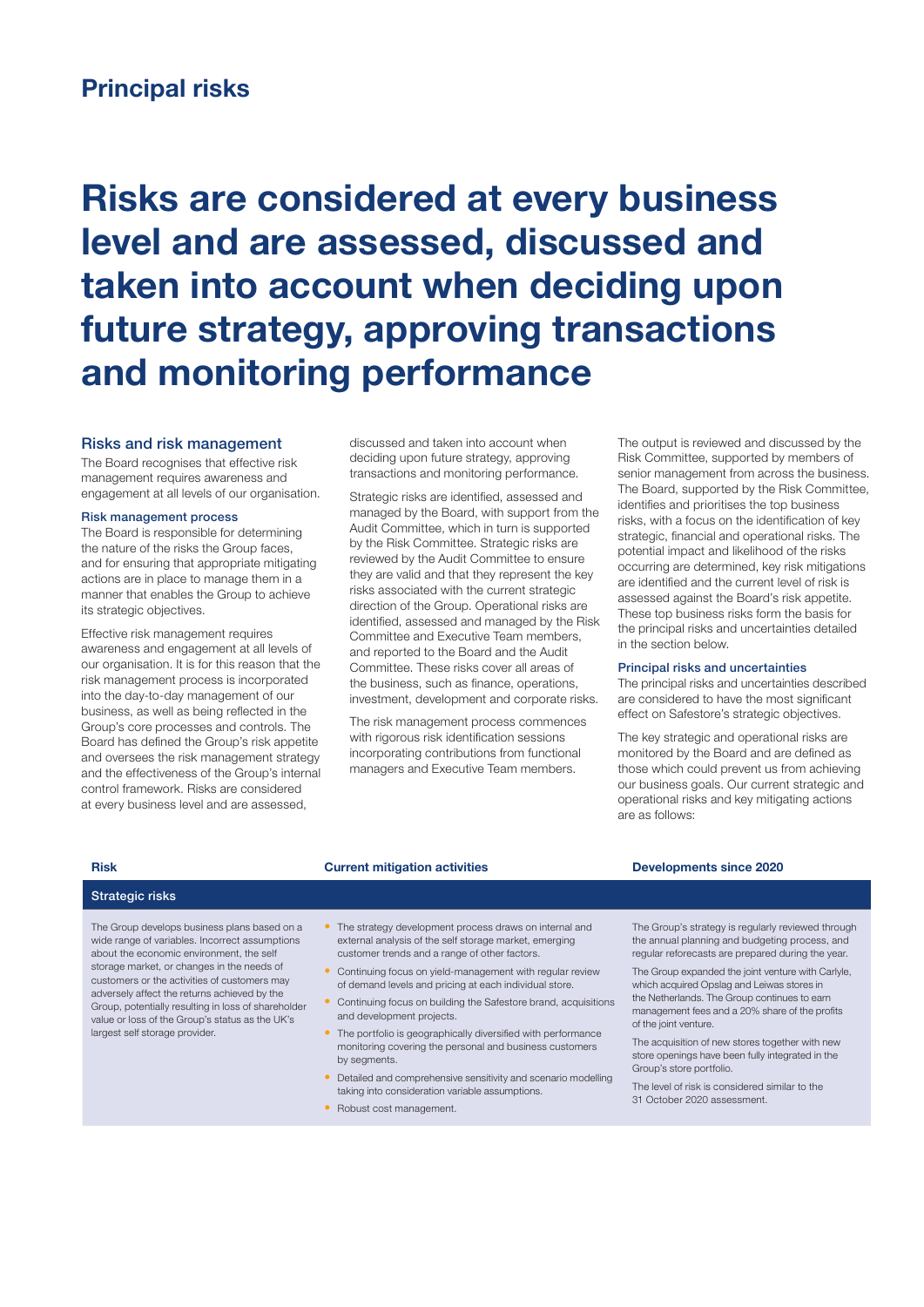# Principal risks

## Risks are considered at every business level and are assessed, discussed and taken into account when deciding upon future strategy, approving transactions and monitoring performance

### Risks and risk management

The Board recognises that effective risk management requires awareness and engagement at all levels of our organisation.

#### Risk management process

The Board is responsible for determining the nature of the risks the Group faces, and for ensuring that appropriate mitigating actions are in place to manage them in a manner that enables the Group to achieve its strategic objectives.

Effective risk management requires awareness and engagement at all levels of our organisation. It is for this reason that the risk management process is incorporated into the day-to-day management of our business, as well as being reflected in the Group's core processes and controls. The Board has defined the Group's risk appetite and oversees the risk management strategy and the effectiveness of the Group's internal control framework. Risks are considered at every business level and are assessed, discussed and taken into account when deciding upon future strategy, approving transactions and monitoring performance.

Strategic risks are identified, assessed and managed by the Board, with support from the Audit Committee, which in turn is supported by the Risk Committee. Strategic risks are reviewed by the Audit Committee to ensure they are valid and that they represent the key risks associated with the current strategic direction of the Group. Operational risks are identified, assessed and managed by the Risk Committee and Executive Team members, and reported to the Board and the Audit Committee. These risks cover all areas of the business, such as finance, operations, investment, development and corporate risks.

The risk management process commences with rigorous risk identification sessions incorporating contributions from functional managers and Executive Team members.

The output is reviewed and discussed by the Risk Committee, supported by members of senior management from across the business. The Board, supported by the Risk Committee, identifies and prioritises the top business risks, with a focus on the identification of key strategic, financial and operational risks. The potential impact and likelihood of the risks occurring are determined, key risk mitigations are identified and the current level of risk is assessed against the Board's risk appetite. These top business risks form the basis for the principal risks and uncertainties detailed in the section below.

#### Principal risks and uncertainties

The principal risks and uncertainties described are considered to have the most significant effect on Safestore's strategic objectives.

The key strategic and operational risks are monitored by the Board and are defined as those which could prevent us from achieving our business goals. Our current strategic and operational risks and key mitigating actions are as follows:

| Risk | Current mitigation activities | Developments since 2020 |
|---|---|---|
| **Strategic risks** | | |
| The Group develops business plans based on a wide range of variables. Incorrect assumptions about the economic environment, the self storage market, or changes in the needs of customers or the activities of customers may adversely affect the returns achieved by the Group, potentially resulting in loss of shareholder value or loss of the Group's status as the UK's largest self storage provider. | • The strategy development process draws on internal and external analysis of the self storage market, emerging customer trends and a range of other factors.<br>• Continuing focus on yield-management with regular review of demand levels and pricing at each individual store.<br>• Continuing focus on building the Safestore brand, acquisitions and development projects.<br>• The portfolio is geographically diversified with performance monitoring covering the personal and business customers by segments.<br>• Detailed and comprehensive sensitivity and scenario modelling taking into consideration variable assumptions.<br>• Robust cost management. | The Group's strategy is regularly reviewed through the annual planning and budgeting process, and regular reforecasts are prepared during the year.<br><br>The Group expanded the joint venture with Carlyle, which acquired Opslag and Leiwas stores in the Netherlands. The Group continues to earn management fees and a 20% share of the profits of the joint venture.<br><br>The acquisition of new stores together with new store openings have been fully integrated in the Group's store portfolio.<br><br>The level of risk is considered similar to the 31 October 2020 assessment. |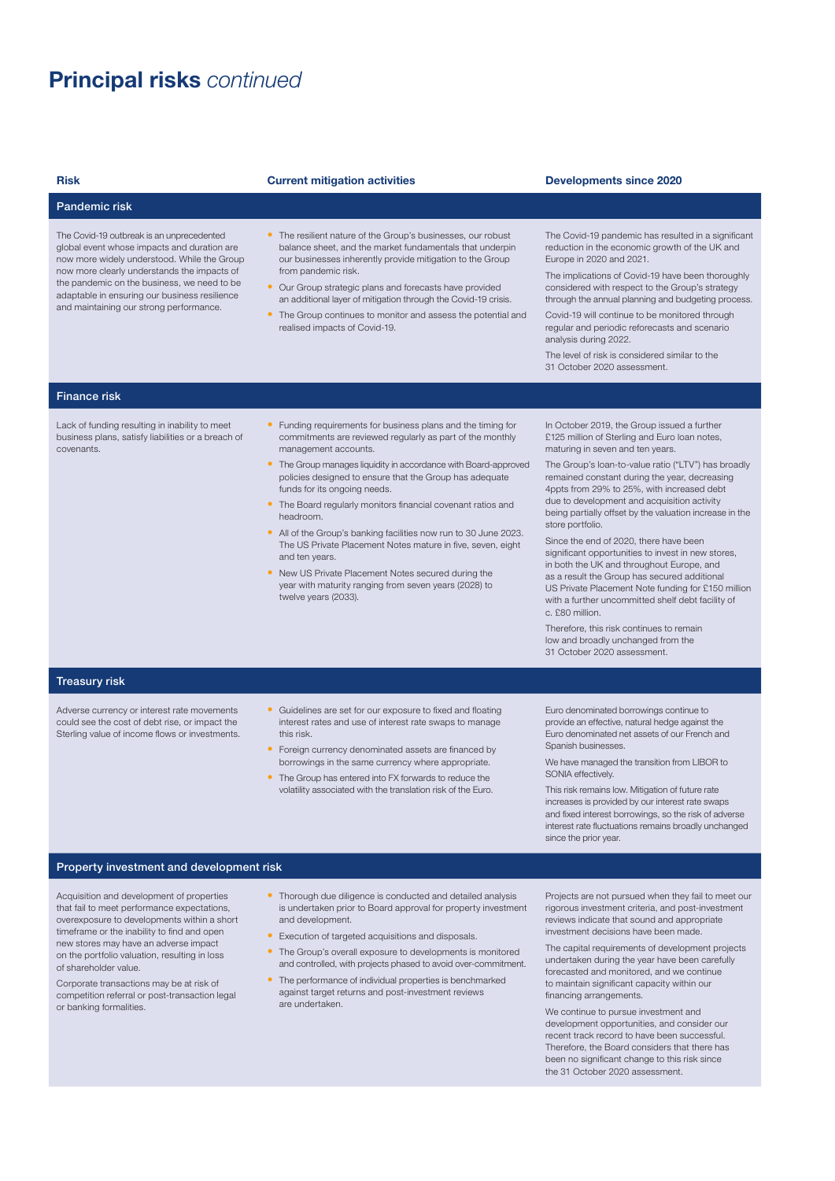# Principal risks *continued*

| Risk | Current mitigation activities | Developments since 2020 |
|---|---|---|
| **Pandemic risk** | | |
| The Covid-19 outbreak is an unprecedented global event whose impacts and duration are now more widely understood. While the Group now more clearly understands the impacts of the pandemic on the business, we need to be adaptable in ensuring our business resilience and maintaining our strong performance. | • The resilient nature of the Group's businesses, our robust balance sheet, and the market fundamentals that underpin our businesses inherently provide mitigation to the Group from pandemic risk.<br>• Our Group strategic plans and forecasts have provided an additional layer of mitigation through the Covid-19 crisis.<br>• The Group continues to monitor and assess the potential and realised impacts of Covid-19. | The Covid-19 pandemic has resulted in a significant reduction in the economic growth of the UK and Europe in 2020 and 2021.<br>The implications of Covid-19 have been thoroughly considered with respect to the Group's strategy through the annual planning and budgeting process.<br>Covid-19 will continue to be monitored through regular and periodic reforecasts and scenario analysis during 2022.<br>The level of risk is considered similar to the 31 October 2020 assessment. |
| **Finance risk** | | |
| Lack of funding resulting in inability to meet business plans, satisfy liabilities or a breach of covenants. | • Funding requirements for business plans and the timing for commitments are reviewed regularly as part of the monthly management accounts.<br>• The Group manages liquidity in accordance with Board-approved policies designed to ensure that the Group has adequate funds for its ongoing needs.<br>• The Board regularly monitors financial covenant ratios and headroom.<br>• All of the Group's banking facilities now run to 30 June 2023. The US Private Placement Notes mature in five, seven, eight and ten years.<br>• New US Private Placement Notes secured during the year with maturity ranging from seven years (2028) to twelve years (2033). | In October 2019, the Group issued a further £125 million of Sterling and Euro loan notes, maturing in seven and ten years.<br>The Group's loan-to-value ratio ("LTV") has broadly remained constant during the year, decreasing 4ppts from 29% to 25%, with increased debt due to development and acquisition activity being partially offset by the valuation increase in the store portfolio.<br>Since the end of 2020, there have been significant opportunities to invest in new stores, in both the UK and throughout Europe, and as a result the Group has secured additional US Private Placement Note funding for £150 million with a further uncommitted shelf debt facility of c. £80 million.<br>Therefore, this risk continues to remain low and broadly unchanged from the 31 October 2020 assessment. |
| **Treasury risk** | | |
| Adverse currency or interest rate movements could see the cost of debt rise, or impact the Sterling value of income flows or investments. | • Guidelines are set for our exposure to fixed and floating interest rates and use of interest rate swaps to manage this risk.<br>• Foreign currency denominated assets are financed by borrowings in the same currency where appropriate.<br>• The Group has entered into FX forwards to reduce the volatility associated with the translation risk of the Euro. | Euro denominated borrowings continue to provide an effective, natural hedge against the Euro denominated net assets of our French and Spanish businesses.<br>We have managed the transition from LIBOR to SONIA effectively.<br>This risk remains low. Mitigation of future rate increases is provided by our interest rate swaps and fixed interest borrowings, so the risk of adverse interest rate fluctuations remains broadly unchanged since the prior year. |
| **Property investment and development risk** | | |
| Acquisition and development of properties that fail to meet performance expectations, overexposure to developments within a short timeframe or the inability to find and open new stores may have an adverse impact on the portfolio valuation, resulting in loss of shareholder value.<br>Corporate transactions may be at risk of competition referral or post-transaction legal or banking formalities. | • Thorough due diligence is conducted and detailed analysis is undertaken prior to Board approval for property investment and development.<br>• Execution of targeted acquisitions and disposals.<br>• The Group's overall exposure to developments is monitored and controlled, with projects phased to avoid over-commitment.<br>• The performance of individual properties is benchmarked against target returns and post-investment reviews are undertaken. | Projects are not pursued when they fail to meet our rigorous investment criteria, and post-investment reviews indicate that sound and appropriate investment decisions have been made.<br>The capital requirements of development projects undertaken during the year have been carefully forecasted and monitored, and we continue to maintain significant capacity within our financing arrangements.<br>We continue to pursue investment and development opportunities, and consider our recent track record to have been successful. Therefore, the Board considers that there has been no significant change to this risk since the 31 October 2020 assessment. |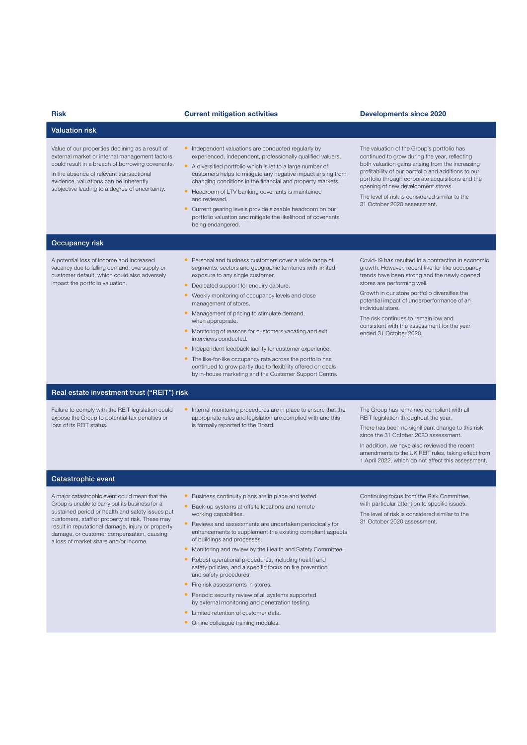| Risk | Current mitigation activities | Developments since 2020 |
|---|---|---|
| **Valuation risk** | | |
| Value of our properties declining as a result of external market or internal management factors could result in a breach of borrowing covenants.<br><br>In the absence of relevant transactional evidence, valuations can be inherently subjective leading to a degree of uncertainty. | • Independent valuations are conducted regularly by experienced, independent, professionally qualified valuers.<br>• A diversified portfolio which is let to a large number of customers helps to mitigate any negative impact arising from changing conditions in the financial and property markets.<br>• Headroom of LTV banking covenants is maintained and reviewed.<br>• Current gearing levels provide sizeable headroom on our portfolio valuation and mitigate the likelihood of covenants being endangered. | The valuation of the Group's portfolio has continued to grow during the year, reflecting both valuation gains arising from the increasing profitability of our portfolio and additions to our portfolio through corporate acquisitions and the opening of new development stores.<br><br>The level of risk is considered similar to the 31 October 2020 assessment. |
| **Occupancy risk** | | |
| A potential loss of income and increased vacancy due to falling demand, oversupply or customer default, which could also adversely impact the portfolio valuation. | • Personal and business customers cover a wide range of segments, sectors and geographic territories with limited exposure to any single customer.<br>• Dedicated support for enquiry capture.<br>• Weekly monitoring of occupancy levels and close management of stores.<br>• Management of pricing to stimulate demand, when appropriate.<br>• Monitoring of reasons for customers vacating and exit interviews conducted.<br>• Independent feedback facility for customer experience.<br>• The like-for-like occupancy rate across the portfolio has continued to grow partly due to flexibility offered on deals by in-house marketing and the Customer Support Centre. | Covid-19 has resulted in a contraction in economic growth. However, recent like-for-like occupancy trends have been strong and the newly opened stores are performing well.<br><br>Growth in our store portfolio diversifies the potential impact of underperformance of an individual store.<br><br>The risk continues to remain low and consistent with the assessment for the year ended 31 October 2020. |
| **Real estate investment trust ("REIT") risk** | | |
| Failure to comply with the REIT legislation could expose the Group to potential tax penalties or loss of its REIT status. | • Internal monitoring procedures are in place to ensure that the appropriate rules and legislation are complied with and this is formally reported to the Board. | The Group has remained compliant with all REIT legislation throughout the year.<br><br>There has been no significant change to this risk since the 31 October 2020 assessment.<br><br>In addition, we have also reviewed the recent amendments to the UK REIT rules, taking effect from 1 April 2022, which do not affect this assessment. |
| **Catastrophic event** | | |
| A major catastrophic event could mean that the Group is unable to carry out its business for a sustained period or health and safety issues put customers, staff or property at risk. These may result in reputational damage, injury or property damage, or customer compensation, causing a loss of market share and/or income. | • Business continuity plans are in place and tested.<br>• Back-up systems at offsite locations and remote working capabilities.<br>• Reviews and assessments are undertaken periodically for enhancements to supplement the existing compliant aspects of buildings and processes.<br>• Monitoring and review by the Health and Safety Committee.<br>• Robust operational procedures, including health and safety policies, and a specific focus on fire prevention and safety procedures.<br>• Fire risk assessments in stores.<br>• Periodic security review of all systems supported by external monitoring and penetration testing.<br>• Limited retention of customer data.<br>• Online colleague training modules. | Continuing focus from the Risk Committee, with particular attention to specific issues.<br><br>The level of risk is considered similar to the 31 October 2020 assessment. |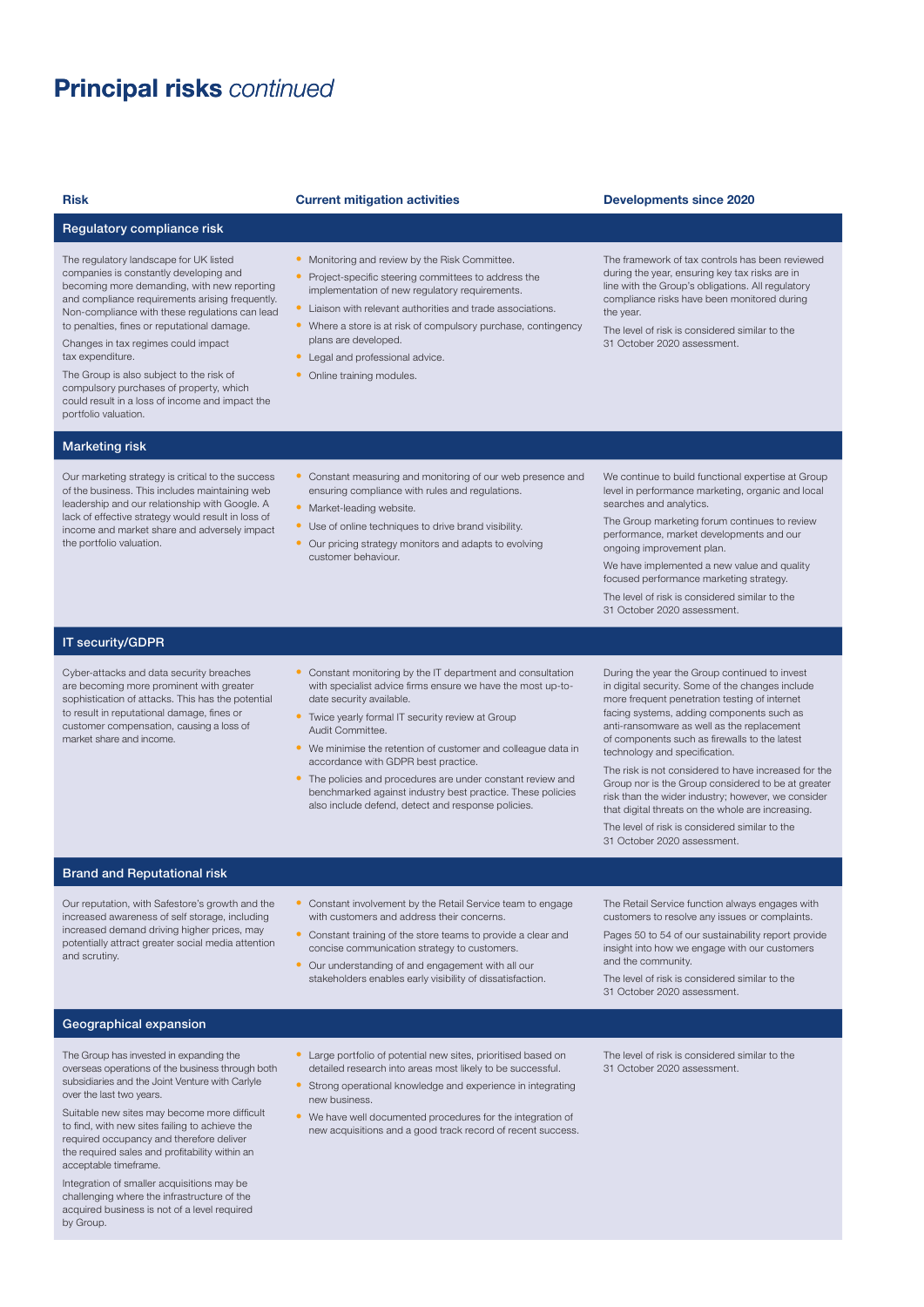# Principal risks *continued*

| Risk | Current mitigation activities | Developments since 2020 |
|---|---|---|
| **Regulatory compliance risk** | | |
| The regulatory landscape for UK listed companies is constantly developing and becoming more demanding, with new reporting and compliance requirements arising frequently. Non-compliance with these regulations can lead to penalties, fines or reputational damage.<br><br>Changes in tax regimes could impact tax expenditure.<br><br>The Group is also subject to the risk of compulsory purchases of property, which could result in a loss of income and impact the portfolio valuation. | • Monitoring and review by the Risk Committee.<br>• Project-specific steering committees to address the implementation of new regulatory requirements.<br>• Liaison with relevant authorities and trade associations.<br>• Where a store is at risk of compulsory purchase, contingency plans are developed.<br>• Legal and professional advice.<br>• Online training modules. | The framework of tax controls has been reviewed during the year, ensuring key tax risks are in line with the Group's obligations. All regulatory compliance risks have been monitored during the year.<br><br>The level of risk is considered similar to the 31 October 2020 assessment. |
| **Marketing risk** | | |
| Our marketing strategy is critical to the success of the business. This includes maintaining web leadership and our relationship with Google. A lack of effective strategy would result in loss of income and market share and adversely impact the portfolio valuation. | • Constant measuring and monitoring of our web presence and ensuring compliance with rules and regulations.<br>• Market-leading website.<br>• Use of online techniques to drive brand visibility.<br>• Our pricing strategy monitors and adapts to evolving customer behaviour. | We continue to build functional expertise at Group level in performance marketing, organic and local searches and analytics.<br><br>The Group marketing forum continues to review performance, market developments and our ongoing improvement plan.<br><br>We have implemented a new value and quality focused performance marketing strategy.<br><br>The level of risk is considered similar to the 31 October 2020 assessment. |
| **IT security/GDPR** | | |
| Cyber-attacks and data security breaches are becoming more prominent with greater sophistication of attacks. This has the potential to result in reputational damage, fines or customer compensation, causing a loss of market share and income. | • Constant monitoring by the IT department and consultation with specialist advice firms ensure we have the most up-to-date security available.<br>• Twice yearly formal IT security review at Group Audit Committee.<br>• We minimise the retention of customer and colleague data in accordance with GDPR best practice.<br>• The policies and procedures are under constant review and benchmarked against industry best practice. These policies also include defend, detect and response policies. | During the year the Group continued to invest in digital security. Some of the changes include more frequent penetration testing of internet facing systems, adding components such as anti-ransomware as well as the replacement of components such as firewalls to the latest technology and specification.<br><br>The risk is not considered to have increased for the Group nor is the Group considered to be at greater risk than the wider industry; however, we consider that digital threats on the whole are increasing.<br><br>The level of risk is considered similar to the 31 October 2020 assessment. |
| **Brand and Reputational risk** | | |
| Our reputation, with Safestore's growth and the increased awareness of self storage, including increased demand driving higher prices, may potentially attract greater social media attention and scrutiny. | • Constant involvement by the Retail Service team to engage with customers and address their concerns.<br>• Constant training of the store teams to provide a clear and concise communication strategy to customers.<br>• Our understanding of and engagement with all our stakeholders enables early visibility of dissatisfaction. | The Retail Service function always engages with customers to resolve any issues or complaints.<br><br>Pages 50 to 54 of our sustainability report provide insight into how we engage with our customers and the community.<br><br>The level of risk is considered similar to the 31 October 2020 assessment. |
| **Geographical expansion** | | |
| The Group has invested in expanding the overseas operations of the business through both subsidiaries and the Joint Venture with Carlyle over the last two years.<br><br>Suitable new sites may become more difficult to find, with new sites failing to achieve the required occupancy and therefore deliver the required sales and profitability within an acceptable timeframe.<br><br>Integration of smaller acquisitions may be challenging where the infrastructure of the acquired business is not of a level required by Group. | • Large portfolio of potential new sites, prioritised based on detailed research into areas most likely to be successful.<br>• Strong operational knowledge and experience in integrating new business.<br>• We have well documented procedures for the integration of new acquisitions and a good track record of recent success. | The level of risk is considered similar to the 31 October 2020 assessment. |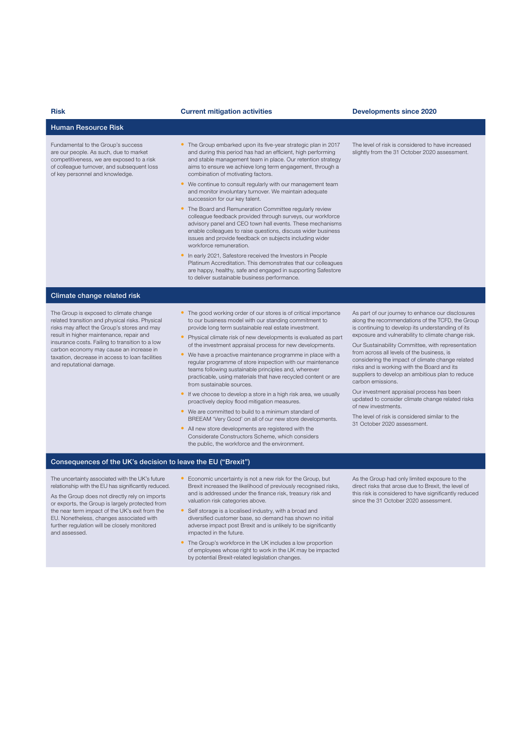| Risk | Current mitigation activities | Developments since 2020 |
|---|---|---|
| **Human Resource Risk** | | |
| Fundamental to the Group's success are our people. As such, due to market competitiveness, we are exposed to a risk of colleague turnover, and subsequent loss of key personnel and knowledge. | • The Group embarked upon its five-year strategic plan in 2017 and during this period has had an efficient, high performing and stable management team in place. Our retention strategy aims to ensure we achieve long term engagement, through a combination of motivating factors.<br>• We continue to consult regularly with our management team and monitor involuntary turnover. We maintain adequate succession for our key talent.<br>• The Board and Remuneration Committee regularly review colleague feedback provided through surveys, our workforce advisory panel and CEO town hall events. These mechanisms enable colleagues to raise questions, discuss wider business issues and provide feedback on subjects including wider workforce remuneration.<br>• In early 2021, Safestore received the Investors in People Platinum Accreditation. This demonstrates that our colleagues are happy, healthy, safe and engaged in supporting Safestore to deliver sustainable business performance. | The level of risk is considered to have increased slightly from the 31 October 2020 assessment. |
| **Climate change related risk** | | |
| The Group is exposed to climate change related transition and physical risks. Physical risks may affect the Group's stores and may result in higher maintenance, repair and insurance costs. Failing to transition to a low carbon economy may cause an increase in taxation, decrease in access to loan facilities and reputational damage. | • The good working order of our stores is of critical importance to our business model with our standing commitment to provide long term sustainable real estate investment.<br>• Physical climate risk of new developments is evaluated as part of the investment appraisal process for new developments.<br>• We have a proactive maintenance programme in place with a regular programme of store inspection with our maintenance teams following sustainable principles and, wherever practicable, using materials that have recycled content or are from sustainable sources.<br>• If we choose to develop a store in a high risk area, we usually proactively deploy flood mitigation measures.<br>• We are committed to build to a minimum standard of BREEAM 'Very Good' on all of our new store developments.<br>• All new store developments are registered with the Considerate Constructors Scheme, which considers the public, the workforce and the environment. | As part of our journey to enhance our disclosures along the recommendations of the TCFD, the Group is continuing to develop its understanding of its exposure and vulnerability to climate change risk.<br><br>Our Sustainability Committee, with representation from across all levels of the business, is considering the impact of climate change related risks and is working with the Board and its suppliers to develop an ambitious plan to reduce carbon emissions.<br><br>Our investment appraisal process has been updated to consider climate change related risks of new investments.<br><br>The level of risk is considered similar to the 31 October 2020 assessment. |
| **Consequences of the UK's decision to leave the EU ("Brexit")** | | |
| The uncertainty associated with the UK's future relationship with the EU has significantly reduced.<br><br>As the Group does not directly rely on imports or exports, the Group is largely protected from the near term impact of the UK's exit from the EU. Nonetheless, changes associated with further regulation will be closely monitored and assessed. | • Economic uncertainty is not a new risk for the Group, but Brexit increased the likelihood of previously recognised risks, and is addressed under the finance risk, treasury risk and valuation risk categories above.<br>• Self storage is a localised industry, with a broad and diversified customer base, so demand has shown no initial adverse impact post Brexit and is unlikely to be significantly impacted in the future.<br>• The Group's workforce in the UK includes a low proportion of employees whose right to work in the UK may be impacted by potential Brexit-related legislation changes. | As the Group had only limited exposure to the direct risks that arose due to Brexit, the level of this risk is considered to have significantly reduced since the 31 October 2020 assessment. |